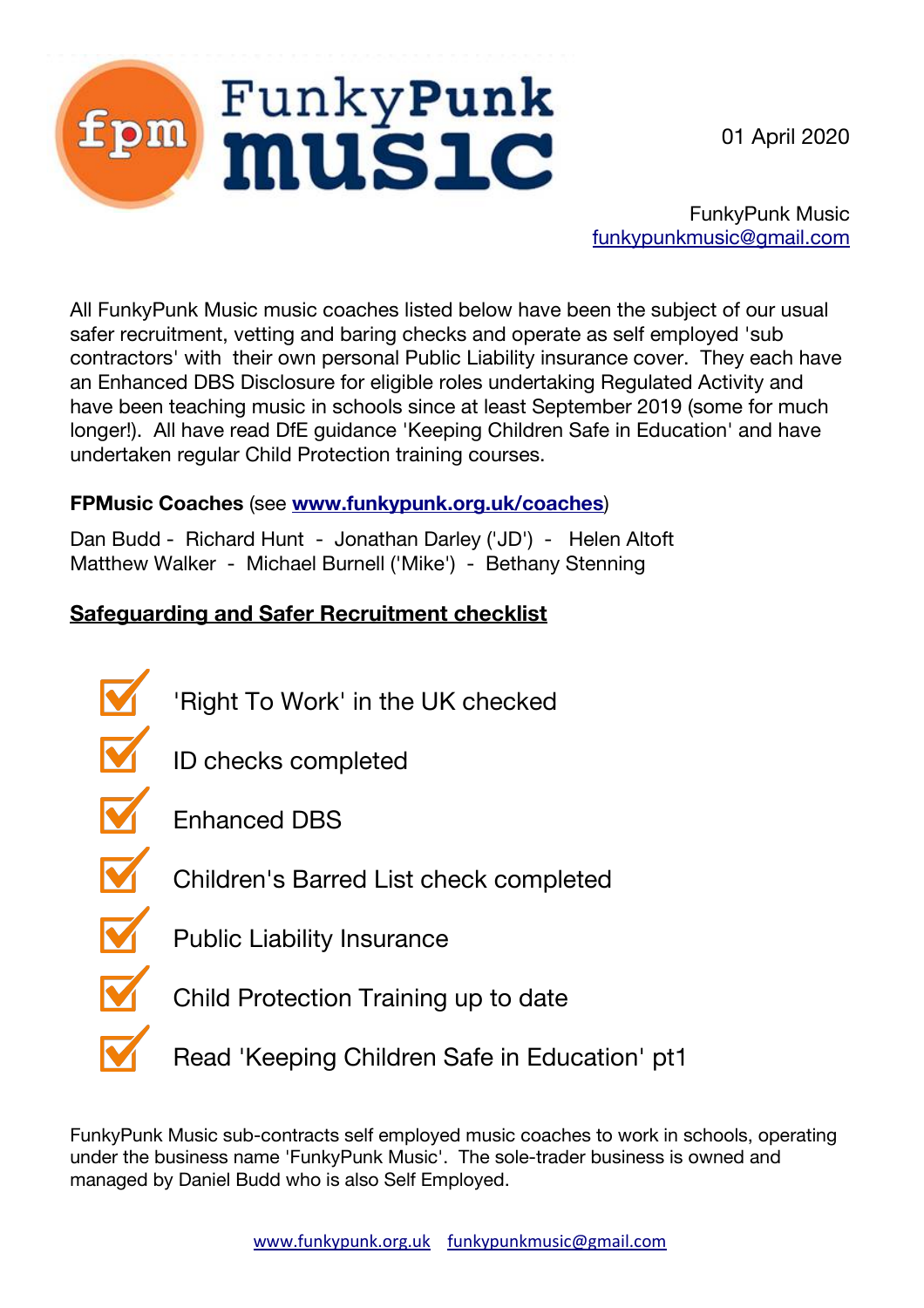# FunkyPunk music

01 April 2020

FunkyPunk Music
funkypunkmusic@gmail.com

All FunkyPunk Music music coaches listed below have been the subject of our usual safer recruitment, vetting and baring checks and operate as self employed 'sub contractors' with their own personal Public Liability insurance cover. They each have an Enhanced DBS Disclosure for eligible roles undertaking Regulated Activity and have been teaching music in schools since at least September 2019 (some for much longer!). All have read DfE guidance 'Keeping Children Safe in Education' and have undertaken regular Child Protection training courses.

**FPMusic Coaches** (see **www.funkypunk.org.uk/coaches**)

Dan Budd - Richard Hunt - Jonathan Darley ('JD') - Helen Altoft
Matthew Walker - Michael Burnell ('Mike') - Bethany Stenning

## Safeguarding and Safer Recruitment checklist

- ☑ 'Right To Work' in the UK checked
- ☑ ID checks completed
- ☑ Enhanced DBS
- ☑ Children's Barred List check completed
- ☑ Public Liability Insurance
- ☑ Child Protection Training up to date
- ☑ Read 'Keeping Children Safe in Education' pt1

FunkyPunk Music sub-contracts self employed music coaches to work in schools, operating under the business name 'FunkyPunk Music'. The sole-trader business is owned and managed by Daniel Budd who is also Self Employed.

www.funkypunk.org.uk funkypunkmusic@gmail.com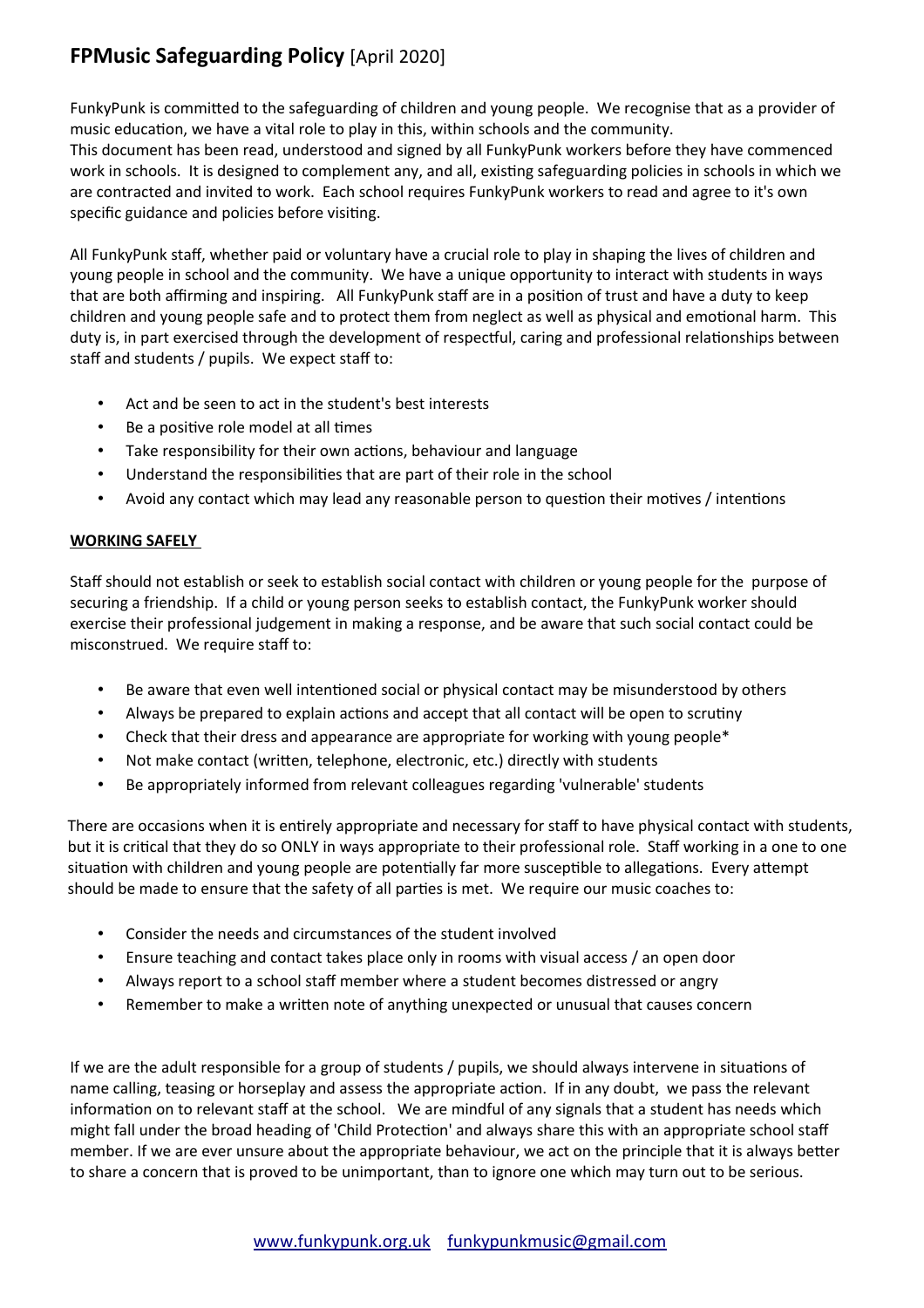# FPMusic Safeguarding Policy [April 2020]

FunkyPunk is committed to the safeguarding of children and young people. We recognise that as a provider of music education, we have a vital role to play in this, within schools and the community.
This document has been read, understood and signed by all FunkyPunk workers before they have commenced work in schools. It is designed to complement any, and all, existing safeguarding policies in schools in which we are contracted and invited to work. Each school requires FunkyPunk workers to read and agree to it's own specific guidance and policies before visiting.

All FunkyPunk staff, whether paid or voluntary have a crucial role to play in shaping the lives of children and young people in school and the community. We have a unique opportunity to interact with students in ways that are both affirming and inspiring. All FunkyPunk staff are in a position of trust and have a duty to keep children and young people safe and to protect them from neglect as well as physical and emotional harm. This duty is, in part exercised through the development of respectful, caring and professional relationships between staff and students / pupils. We expect staff to:

- Act and be seen to act in the student's best interests
- Be a positive role model at all times
- Take responsibility for their own actions, behaviour and language
- Understand the responsibilities that are part of their role in the school
- Avoid any contact which may lead any reasonable person to question their motives / intentions

## WORKING SAFELY

Staff should not establish or seek to establish social contact with children or young people for the purpose of securing a friendship. If a child or young person seeks to establish contact, the FunkyPunk worker should exercise their professional judgement in making a response, and be aware that such social contact could be misconstrued. We require staff to:

- Be aware that even well intentioned social or physical contact may be misunderstood by others
- Always be prepared to explain actions and accept that all contact will be open to scrutiny
- Check that their dress and appearance are appropriate for working with young people*
- Not make contact (written, telephone, electronic, etc.) directly with students
- Be appropriately informed from relevant colleagues regarding 'vulnerable' students

There are occasions when it is entirely appropriate and necessary for staff to have physical contact with students, but it is critical that they do so ONLY in ways appropriate to their professional role. Staff working in a one to one situation with children and young people are potentially far more susceptible to allegations. Every attempt should be made to ensure that the safety of all parties is met. We require our music coaches to:

- Consider the needs and circumstances of the student involved
- Ensure teaching and contact takes place only in rooms with visual access / an open door
- Always report to a school staff member where a student becomes distressed or angry
- Remember to make a written note of anything unexpected or unusual that causes concern

If we are the adult responsible for a group of students / pupils, we should always intervene in situations of name calling, teasing or horseplay and assess the appropriate action. If in any doubt, we pass the relevant information on to relevant staff at the school. We are mindful of any signals that a student has needs which might fall under the broad heading of 'Child Protection' and always share this with an appropriate school staff member. If we are ever unsure about the appropriate behaviour, we act on the principle that it is always better to share a concern that is proved to be unimportant, than to ignore one which may turn out to be serious.

www.funkypunk.org.uk funkypunkmusic@gmail.com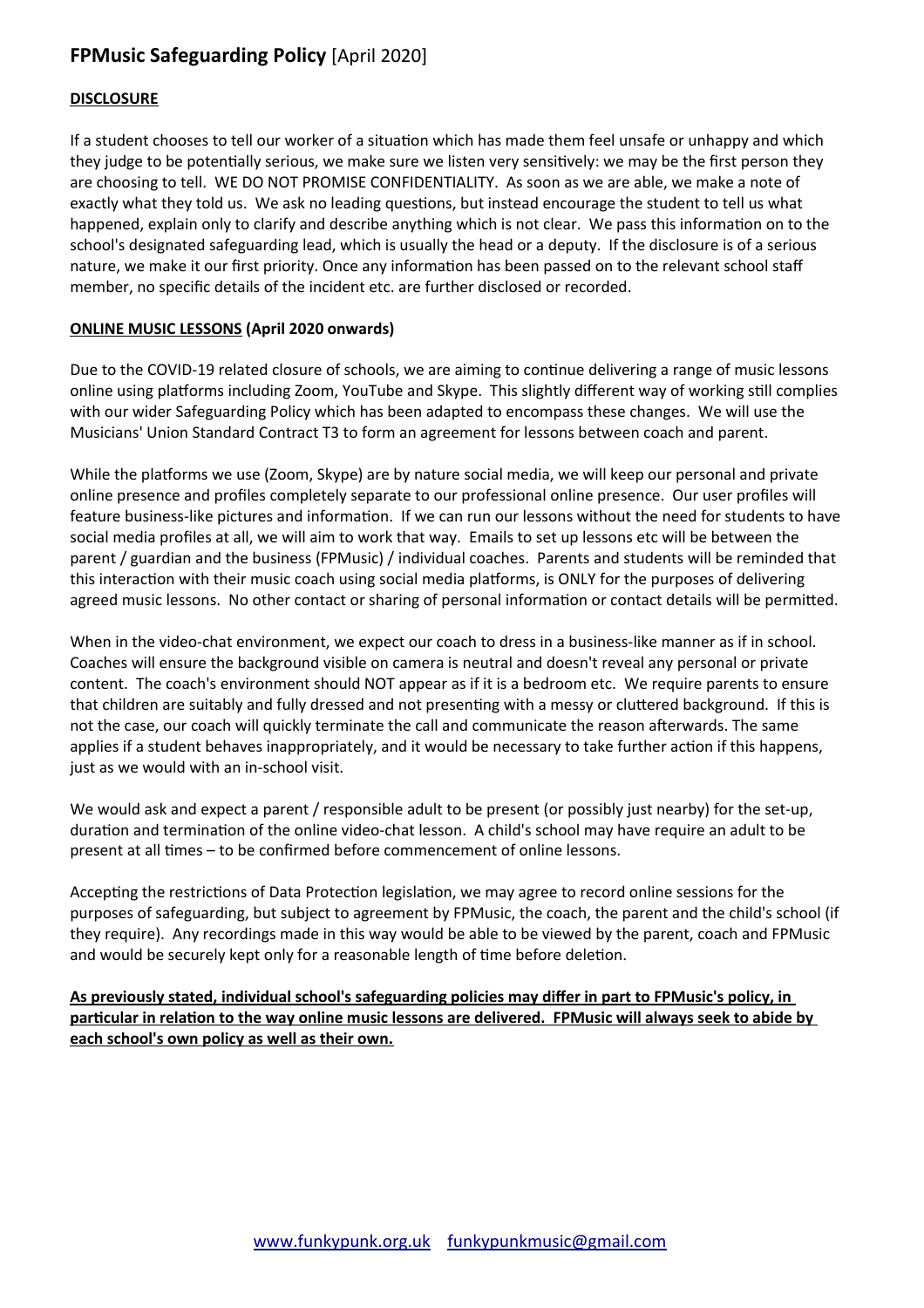# FPMusic Safeguarding Policy [April 2020]

**DISCLOSURE**

If a student chooses to tell our worker of a situation which has made them feel unsafe or unhappy and which they judge to be potentially serious, we make sure we listen very sensitively: we may be the first person they are choosing to tell. WE DO NOT PROMISE CONFIDENTIALITY. As soon as we are able, we make a note of exactly what they told us. We ask no leading questions, but instead encourage the student to tell us what happened, explain only to clarify and describe anything which is not clear. We pass this information on to the school's designated safeguarding lead, which is usually the head or a deputy. If the disclosure is of a serious nature, we make it our first priority. Once any information has been passed on to the relevant school staff member, no specific details of the incident etc. are further disclosed or recorded.

**ONLINE MUSIC LESSONS (April 2020 onwards)**

Due to the COVID-19 related closure of schools, we are aiming to continue delivering a range of music lessons online using platforms including Zoom, YouTube and Skype. This slightly different way of working still complies with our wider Safeguarding Policy which has been adapted to encompass these changes. We will use the Musicians' Union Standard Contract T3 to form an agreement for lessons between coach and parent.

While the platforms we use (Zoom, Skype) are by nature social media, we will keep our personal and private online presence and profiles completely separate to our professional online presence. Our user profiles will feature business-like pictures and information. If we can run our lessons without the need for students to have social media profiles at all, we will aim to work that way. Emails to set up lessons etc will be between the parent / guardian and the business (FPMusic) / individual coaches. Parents and students will be reminded that this interaction with their music coach using social media platforms, is ONLY for the purposes of delivering agreed music lessons. No other contact or sharing of personal information or contact details will be permitted.

When in the video-chat environment, we expect our coach to dress in a business-like manner as if in school. Coaches will ensure the background visible on camera is neutral and doesn't reveal any personal or private content. The coach's environment should NOT appear as if it is a bedroom etc. We require parents to ensure that children are suitably and fully dressed and not presenting with a messy or cluttered background. If this is not the case, our coach will quickly terminate the call and communicate the reason afterwards. The same applies if a student behaves inappropriately, and it would be necessary to take further action if this happens, just as we would with an in-school visit.

We would ask and expect a parent / responsible adult to be present (or possibly just nearby) for the set-up, duration and termination of the online video-chat lesson. A child's school may have require an adult to be present at all times – to be confirmed before commencement of online lessons.

Accepting the restrictions of Data Protection legislation, we may agree to record online sessions for the purposes of safeguarding, but subject to agreement by FPMusic, the coach, the parent and the child's school (if they require). Any recordings made in this way would be able to be viewed by the parent, coach and FPMusic and would be securely kept only for a reasonable length of time before deletion.

**As previously stated, individual school's safeguarding policies may differ in part to FPMusic's policy, in particular in relation to the way online music lessons are delivered. FPMusic will always seek to abide by each school's own policy as well as their own.**

www.funkypunk.org.uk funkypunkmusic@gmail.com